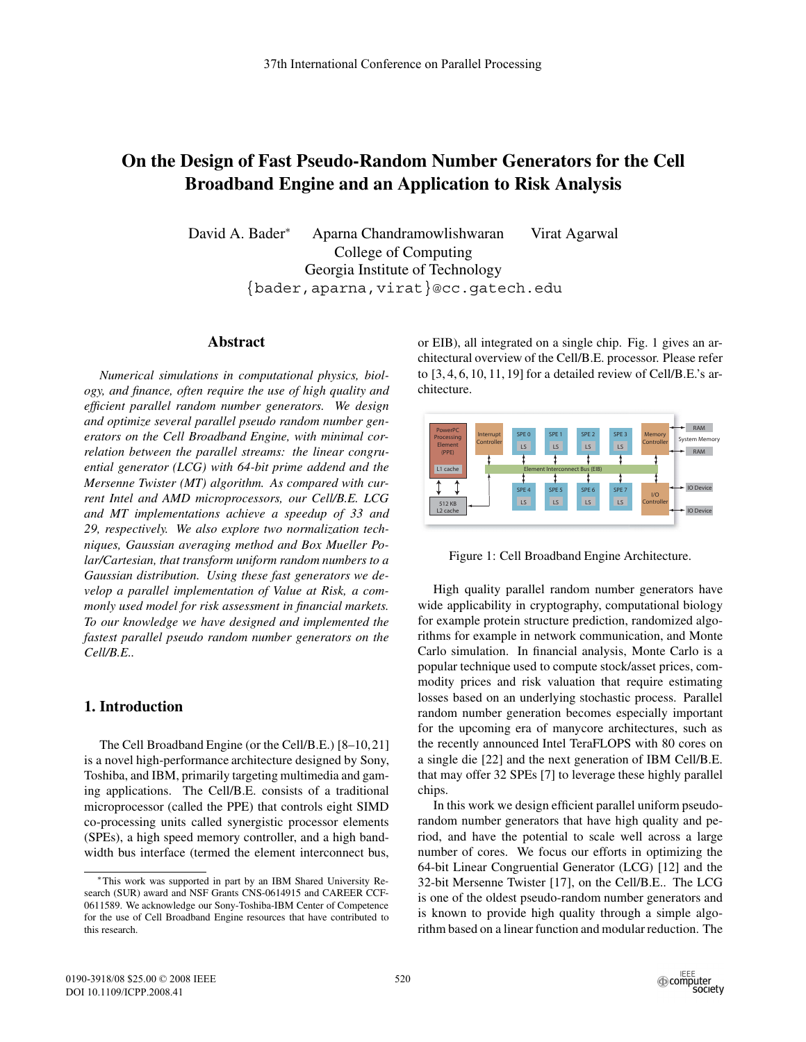# On the Design of Fast Pseudo-Random Number Generators for the Cell Broadband Engine and an Application to Risk Analysis

David A. Bader* Aparna Chandramowlishwaran Virat Agarwal
College of Computing
Georgia Institute of Technology
{bader,aparna,virat}@cc.gatech.edu

## Abstract

*Numerical simulations in computational physics, biology, and finance, often require the use of high quality and efficient parallel random number generators. We design and optimize several parallel pseudo random number generators on the Cell Broadband Engine, with minimal correlation between the parallel streams: the linear congruential generator (LCG) with 64-bit prime addend and the Mersenne Twister (MT) algorithm. As compared with current Intel and AMD microprocessors, our Cell/B.E. LCG and MT implementations achieve a speedup of 33 and 29, respectively. We also explore two normalization techniques, Gaussian averaging method and Box Mueller Polar/Cartesian, that transform uniform random numbers to a Gaussian distribution. Using these fast generators we develop a parallel implementation of Value at Risk, a commonly used model for risk assessment in financial markets. To our knowledge we have designed and implemented the fastest parallel pseudo random number generators on the Cell/B.E..*

## 1. Introduction

The Cell Broadband Engine (or the Cell/B.E.) [8–10, 21] is a novel high-performance architecture designed by Sony, Toshiba, and IBM, primarily targeting multimedia and gaming applications. The Cell/B.E. consists of a traditional microprocessor (called the PPE) that controls eight SIMD co-processing units called synergistic processor elements (SPEs), a high speed memory controller, and a high bandwidth bus interface (termed the element interconnect bus, or EIB), all integrated on a single chip. Fig. 1 gives an architectural overview of the Cell/B.E. processor. Please refer to [3, 4, 6, 10, 11, 19] for a detailed review of Cell/B.E.'s architecture.

Figure 1: Cell Broadband Engine Architecture.

High quality parallel random number generators have wide applicability in cryptography, computational biology for example protein structure prediction, randomized algorithms for example in network communication, and Monte Carlo simulation. In financial analysis, Monte Carlo is a popular technique used to compute stock/asset prices, commodity prices and risk valuation that require estimating losses based on an underlying stochastic process. Parallel random number generation becomes especially important for the upcoming era of manycore architectures, such as the recently announced Intel TeraFLOPS with 80 cores on a single die [22] and the next generation of IBM Cell/B.E. that may offer 32 SPEs [7] to leverage these highly parallel chips.

In this work we design efficient parallel uniform pseudo-random number generators that have high quality and period, and have the potential to scale well across a large number of cores. We focus our efforts in optimizing the 64-bit Linear Congruential Generator (LCG) [12] and the 32-bit Mersenne Twister [17], on the Cell/B.E.. The LCG is one of the oldest pseudo-random number generators and is known to provide high quality through a simple algorithm based on a linear function and modular reduction. The

*This work was supported in part by an IBM Shared University Research (SUR) award and NSF Grants CNS-0614915 and CAREER CCF-0611589. We acknowledge our Sony-Toshiba-IBM Center of Competence for the use of Cell Broadband Engine resources that have contributed to this research.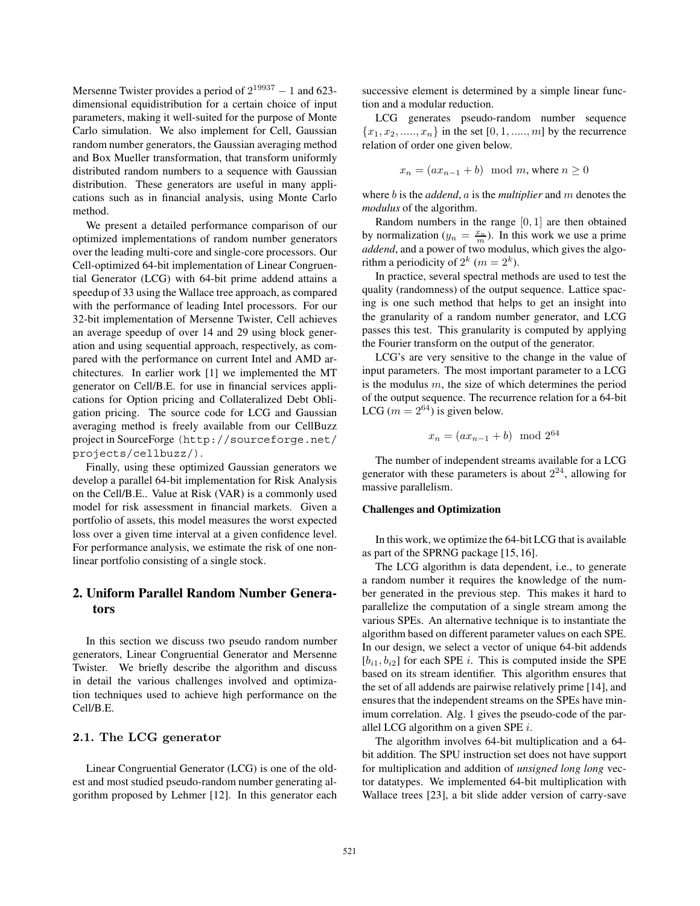Mersenne Twister provides a period of $2^{19937} - 1$ and 623-dimensional equidistribution for a certain choice of input parameters, making it well-suited for the purpose of Monte Carlo simulation. We also implement for Cell, Gaussian random number generators, the Gaussian averaging method and Box Mueller transformation, that transform uniformly distributed random numbers to a sequence with Gaussian distribution. These generators are useful in many applications such as in financial analysis, using Monte Carlo method.

We present a detailed performance comparison of our optimized implementations of random number generators over the leading multi-core and single-core processors. Our Cell-optimized 64-bit implementation of Linear Congruential Generator (LCG) with 64-bit prime addend attains a speedup of 33 using the Wallace tree approach, as compared with the performance of leading Intel processors. For our 32-bit implementation of Mersenne Twister, Cell achieves an average speedup of over 14 and 29 using block generation and using sequential approach, respectively, as compared with the performance on current Intel and AMD architectures. In earlier work [1] we implemented the MT generator on Cell/B.E. for use in financial services applications for Option pricing and Collateralized Debt Obligation pricing. The source code for LCG and Gaussian averaging method is freely available from our CellBuzz project in SourceForge (`http://sourceforge.net/projects/cellbuzz/`).

Finally, using these optimized Gaussian generators we develop a parallel 64-bit implementation for Risk Analysis on the Cell/B.E.. Value at Risk (VAR) is a commonly used model for risk assessment in financial markets. Given a portfolio of assets, this model measures the worst expected loss over a given time interval at a given confidence level. For performance analysis, we estimate the risk of one non-linear portfolio consisting of a single stock.

## 2. Uniform Parallel Random Number Generators

In this section we discuss two pseudo random number generators, Linear Congruential Generator and Mersenne Twister. We briefly describe the algorithm and discuss in detail the various challenges involved and optimization techniques used to achieve high performance on the Cell/B.E.

### 2.1. The LCG generator

Linear Congruential Generator (LCG) is one of the oldest and most studied pseudo-random number generating algorithm proposed by Lehmer [12]. In this generator each successive element is determined by a simple linear function and a modular reduction.

LCG generates pseudo-random number sequence $\{x_1, x_2, \ldots.., x_n\}$ in the set $[0, 1, \ldots.., m]$ by the recurrence relation of order one given below.

$$x_n = (ax_{n-1} + b) \mod m, \text{ where } n \geq 0$$

where $b$ is the *addend*, $a$ is the *multiplier* and $m$ denotes the *modulus* of the algorithm.

Random numbers in the range $[0, 1]$ are then obtained by normalization ($y_n = \frac{x_n}{m}$). In this work we use a prime *addend*, and a power of two modulus, which gives the algorithm a periodicity of $2^k$ ($m = 2^k$).

In practice, several spectral methods are used to test the quality (randomness) of the output sequence. Lattice spacing is one such method that helps to get an insight into the granularity of a random number generator, and LCG passes this test. This granularity is computed by applying the Fourier transform on the output of the generator.

LCG's are very sensitive to the change in the value of input parameters. The most important parameter to a LCG is the modulus $m$, the size of which determines the period of the output sequence. The recurrence relation for a 64-bit LCG ($m = 2^{64}$) is given below.

$$x_n = (ax_{n-1} + b) \mod 2^{64}$$

The number of independent streams available for a LCG generator with these parameters is about $2^{24}$, allowing for massive parallelism.

#### Challenges and Optimization

In this work, we optimize the 64-bit LCG that is available as part of the SPRNG package [15, 16].

The LCG algorithm is data dependent, i.e., to generate a random number it requires the knowledge of the number generated in the previous step. This makes it hard to parallelize the computation of a single stream among the various SPEs. An alternative technique is to instantiate the algorithm based on different parameter values on each SPE. In our design, we select a vector of unique 64-bit addends $[b_{i1}, b_{i2}]$ for each SPE $i$. This is computed inside the SPE based on its stream identifier. This algorithm ensures that the set of all addends are pairwise relatively prime [14], and ensures that the independent streams on the SPEs have minimum correlation. Alg. 1 gives the pseudo-code of the parallel LCG algorithm on a given SPE $i$.

The algorithm involves 64-bit multiplication and a 64-bit addition. The SPU instruction set does not have support for multiplication and addition of *unsigned long long* vector datatypes. We implemented 64-bit multiplication with Wallace trees [23], a bit slide adder version of carry-save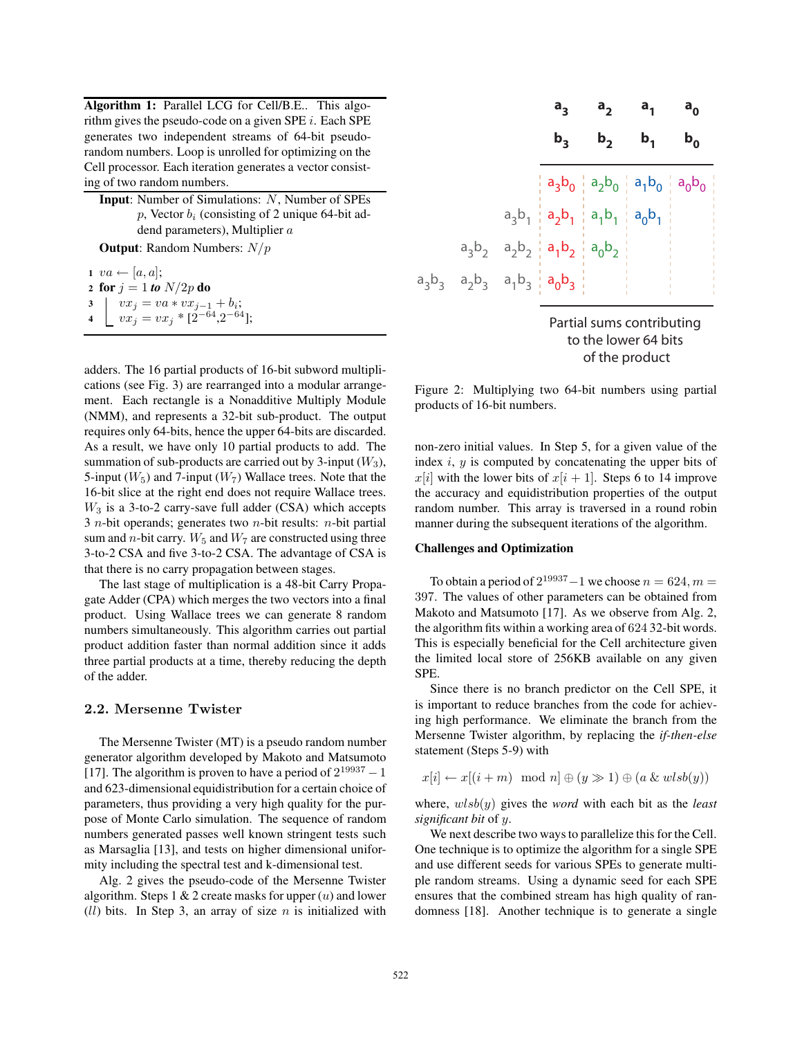**Algorithm 1:** Parallel LCG for Cell/B.E.. This algorithm gives the pseudo-code on a given SPE $i$. Each SPE generates two independent streams of 64-bit pseudo-random numbers. Loop is unrolled for optimizing on the Cell processor. Each iteration generates a vector consisting of two random numbers.

**Input**: Number of Simulations: $N$, Number of SPEs $p$, Vector $b_i$ (consisting of 2 unique 64-bit addend parameters), Multiplier $a$

**Output**: Random Numbers: $N/p$

```
1  va ← [a, a];
2  for j = 1 to N/2p do
3      vx_j = va * vx_{j-1} + b_i;
4      vx_j = vx_j * [2^{-64}, 2^{-64}];
```

adders. The 16 partial products of 16-bit subword multiplications (see Fig. 3) are rearranged into a modular arrangement. Each rectangle is a Nonadditive Multiply Module (NMM), and represents a 32-bit sub-product. The output requires only 64-bits, hence the upper 64-bits are discarded. As a result, we have only 10 partial products to add. The summation of sub-products are carried out by 3-input ($W_3$), 5-input ($W_5$) and 7-input ($W_7$) Wallace trees. Note that the 16-bit slice at the right end does not require Wallace trees. $W_3$ is a 3-to-2 carry-save full adder (CSA) which accepts 3 $n$-bit operands; generates two $n$-bit results: $n$-bit partial sum and $n$-bit carry. $W_5$ and $W_7$ are constructed using three 3-to-2 CSA and five 3-to-2 CSA. The advantage of CSA is that there is no carry propagation between stages.

The last stage of multiplication is a 48-bit Carry Propagate Adder (CPA) which merges the two vectors into a final product. Using Wallace trees we can generate 8 random numbers simultaneously. This algorithm carries out partial product addition faster than normal addition since it adds three partial products at a time, thereby reducing the depth of the adder.

## 2.2. Mersenne Twister

The Mersenne Twister (MT) is a pseudo random number generator algorithm developed by Makoto and Matsumoto [17]. The algorithm is proven to have a period of $2^{19937}-1$ and 623-dimensional equidistribution for a certain choice of parameters, thus providing a very high quality for the purpose of Monte Carlo simulation. The sequence of random numbers generated passes well known stringent tests such as Marsaglia [13], and tests on higher dimensional uniformity including the spectral test and k-dimensional test.

Alg. 2 gives the pseudo-code of the Mersenne Twister algorithm. Steps 1 & 2 create masks for upper ($u$) and lower ($ll$) bits. In Step 3, an array of size $n$ is initialized with

| | | | $a_3$ | $a_2$ | $a_1$ | $a_0$ |
|---|---|---|---|---|---|---|
| | | | $b_3$ | $b_2$ | $b_1$ | $b_0$ |
| | | | $a_3b_0$ | $a_2b_0$ | $a_1b_0$ | $a_0b_0$ |
| | | $a_3b_1$ | $a_2b_1$ | $a_1b_1$ | $a_0b_1$ | |
| | $a_3b_2$ | $a_2b_2$ | $a_1b_2$ | $a_0b_2$ | | |
| $a_3b_3$ | $a_2b_3$ | $a_1b_3$ | $a_0b_3$ | | | |

Partial sums contributing to the lower 64 bits of the product

Figure 2: Multiplying two 64-bit numbers using partial products of 16-bit numbers.

non-zero initial values. In Step 5, for a given value of the index $i$, $y$ is computed by concatenating the upper bits of $x[i]$ with the lower bits of $x[i+1]$. Steps 6 to 14 improve the accuracy and equidistribution properties of the output random number. This array is traversed in a round robin manner during the subsequent iterations of the algorithm.

### Challenges and Optimization

To obtain a period of $2^{19937}-1$ we choose $n = 624, m = 397$. The values of other parameters can be obtained from Makoto and Matsumoto [17]. As we observe from Alg. 2, the algorithm fits within a working area of 624 32-bit words. This is especially beneficial for the Cell architecture given the limited local store of 256KB available on any given SPE.

Since there is no branch predictor on the Cell SPE, it is important to reduce branches from the code for achieving high performance. We eliminate the branch from the Mersenne Twister algorithm, by replacing the *if-then-else* statement (Steps 5-9) with

$$x[i] \leftarrow x[(i+m) \mod n] \oplus (y \gg 1) \oplus (a \,\&\, wlsb(y))$$

where, $wlsb(y)$ gives the *word* with each bit as the *least significant bit* of $y$.

We next describe two ways to parallelize this for the Cell. One technique is to optimize the algorithm for a single SPE and use different seeds for various SPEs to generate multiple random streams. Using a dynamic seed for each SPE ensures that the combined stream has high quality of randomness [18]. Another technique is to generate a single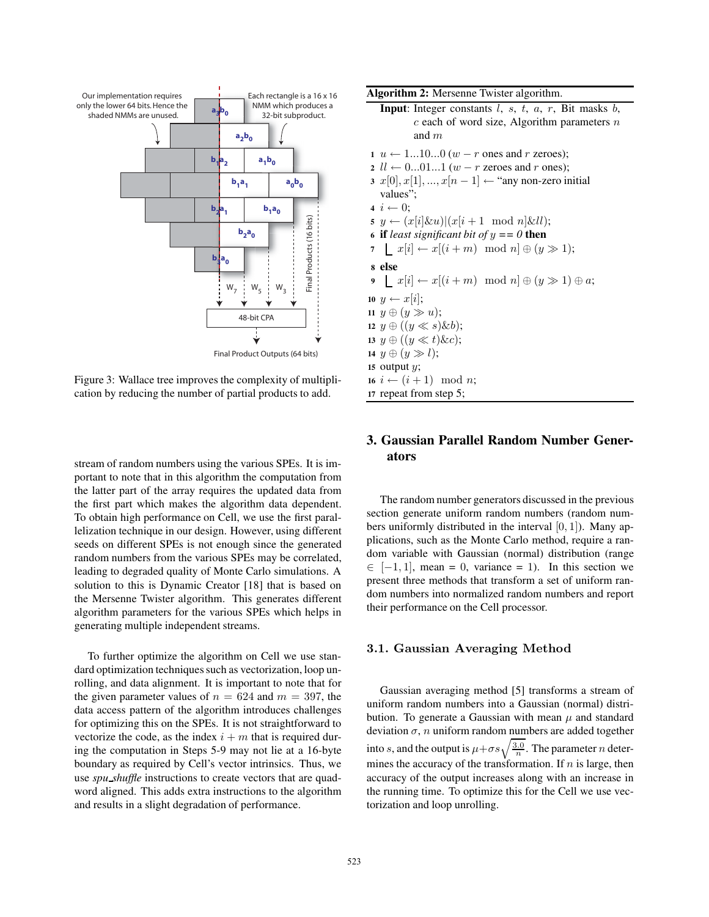Our implementation requires only the lower 64 bits. Hence the shaded NMMs are unused.

Each rectangle is a 16 x 16 NMM which produces a 32-bit subproduct.

$a_3b_0$, $a_2b_0$, $b_1a_2$, $a_1b_0$, $b_1a_1$, $a_0b_0$, $b_2a_1$, $b_1a_0$, $b_2a_0$, $b_3a_0$

$W_7$ $W_5$ $W_3$ Final Products (16 bits)

48-bit CPA

Final Product Outputs (64 bits)

Figure 3: Wallace tree improves the complexity of multiplication by reducing the number of partial products to add.

stream of random numbers using the various SPEs. It is important to note that in this algorithm the computation from the latter part of the array requires the updated data from the first part which makes the algorithm data dependent. To obtain high performance on Cell, we use the first parallelization technique in our design. However, using different seeds on different SPEs is not enough since the generated random numbers from the various SPEs may be correlated, leading to degraded quality of Monte Carlo simulations. A solution to this is Dynamic Creator [18] that is based on the Mersenne Twister algorithm. This generates different algorithm parameters for the various SPEs which helps in generating multiple independent streams.

To further optimize the algorithm on Cell we use standard optimization techniques such as vectorization, loop unrolling, and data alignment. It is important to note that for the given parameter values of $n = 624$ and $m = 397$, the data access pattern of the algorithm introduces challenges for optimizing this on the SPEs. It is not straightforward to vectorize the code, as the index $i + m$ that is required during the computation in Steps 5-9 may not lie at a 16-byte boundary as required by Cell's vector intrinsics. Thus, we use *spu_shuffle* instructions to create vectors that are quadword aligned. This adds extra instructions to the algorithm and results in a slight degradation of performance.

**Algorithm 2:** Mersenne Twister algorithm.

**Input**: Integer constants $l$, $s$, $t$, $a$, $r$, Bit masks $b$, $c$ each of word size, Algorithm parameters $n$ and $m$

1. $u \leftarrow 1...10...0$ ($w - r$ ones and $r$ zeroes);
2. $ll \leftarrow 0...01...1$ ($w - r$ zeroes and $r$ ones);
3. $x[0], x[1], ..., x[n-1] \leftarrow$ "any non-zero initial values";
4. $i \leftarrow 0$;
5. $y \leftarrow (x[i]\&u)|(x[i+1 \mod n]\&ll)$;
6. **if** *least significant bit of* $y$ *== 0* **then**
7. $\quad x[i] \leftarrow x[(i+m) \mod n] \oplus (y \gg 1)$;
8. **else**
9. $\quad x[i] \leftarrow x[(i+m) \mod n] \oplus (y \gg 1) \oplus a$;
10. $y \leftarrow x[i]$;
11. $y \oplus (y \gg u)$;
12. $y \oplus ((y \ll s)\&b)$;
13. $y \oplus ((y \ll t)\&c)$;
14. $y \oplus (y \gg l)$;
15. output $y$;
16. $i \leftarrow (i+1) \mod n$;
17. repeat from step 5;

## 3. Gaussian Parallel Random Number Generators

The random number generators discussed in the previous section generate uniform random numbers (random numbers uniformly distributed in the interval $[0, 1]$). Many applications, such as the Monte Carlo method, require a random variable with Gaussian (normal) distribution (range $\in [-1, 1]$, mean = 0, variance = 1). In this section we present three methods that transform a set of uniform random numbers into normalized random numbers and report their performance on the Cell processor.

### 3.1. Gaussian Averaging Method

Gaussian averaging method [5] transforms a stream of uniform random numbers into a Gaussian (normal) distribution. To generate a Gaussian with mean $\mu$ and standard deviation $\sigma$, $n$ uniform random numbers are added together into $s$, and the output is $\mu + \sigma s \sqrt{\frac{3.0}{n}}$. The parameter $n$ determines the accuracy of the transformation. If $n$ is large, then accuracy of the output increases along with an increase in the running time. To optimize this for the Cell we use vectorization and loop unrolling.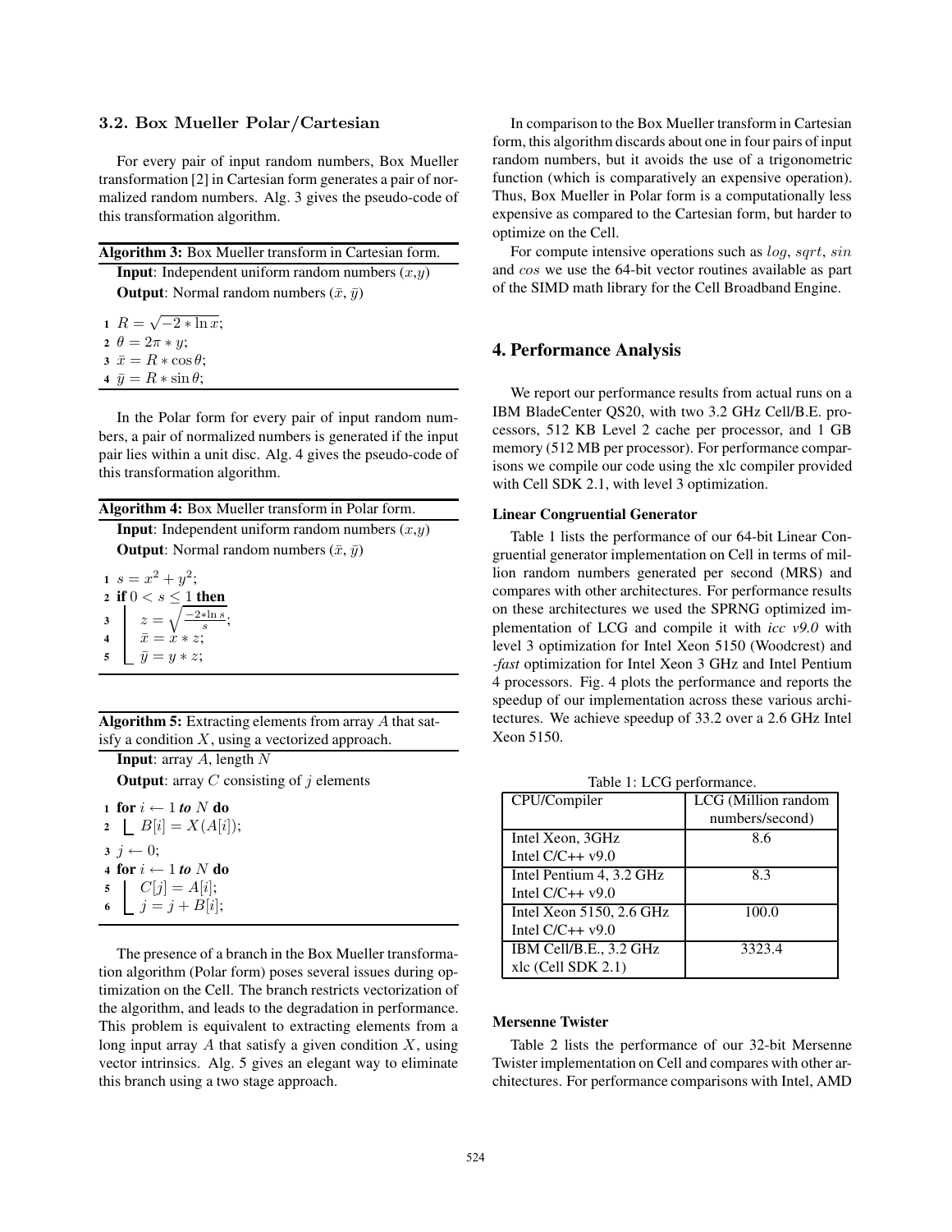### 3.2. Box Mueller Polar/Cartesian

For every pair of input random numbers, Box Mueller transformation [2] in Cartesian form generates a pair of normalized random numbers. Alg. 3 gives the pseudo-code of this transformation algorithm.

**Algorithm 3:** Box Mueller transform in Cartesian form.

**Input**: Independent uniform random numbers $(x,y)$

**Output**: Normal random numbers $(\bar{x}, \bar{y})$

```
1 R = sqrt(-2 * ln x);
2 θ = 2π * y;
3 x̄ = R * cos θ;
4 ȳ = R * sin θ;
```

In the Polar form for every pair of input random numbers, a pair of normalized numbers is generated if the input pair lies within a unit disc. Alg. 4 gives the pseudo-code of this transformation algorithm.

**Algorithm 4:** Box Mueller transform in Polar form.

**Input**: Independent uniform random numbers $(x,y)$

**Output**: Normal random numbers $(\bar{x}, \bar{y})$

```
1 s = x^2 + y^2;
2 if 0 < s ≤ 1 then
3     z = sqrt((-2*ln s)/s);
4     x̄ = x * z;
5     ȳ = y * z;
```

**Algorithm 5:** Extracting elements from array $A$ that satisfy a condition $X$, using a vectorized approach.

**Input**: array $A$, length $N$

**Output**: array $C$ consisting of $j$ elements

```
1 for i ← 1 to N do
2     B[i] = X(A[i]);
3 j ← 0;
4 for i ← 1 to N do
5     C[j] = A[i];
6     j = j + B[i];
```

The presence of a branch in the Box Mueller transformation algorithm (Polar form) poses several issues during optimization on the Cell. The branch restricts vectorization of the algorithm, and leads to the degradation in performance. This problem is equivalent to extracting elements from a long input array $A$ that satisfy a given condition $X$, using vector intrinsics. Alg. 5 gives an elegant way to eliminate this branch using a two stage approach.

In comparison to the Box Mueller transform in Cartesian form, this algorithm discards about one in four pairs of input random numbers, but it avoids the use of a trigonometric function (which is comparatively an expensive operation). Thus, Box Mueller in Polar form is a computationally less expensive as compared to the Cartesian form, but harder to optimize on the Cell.

For compute intensive operations such as $log$, $sqrt$, $sin$ and $cos$ we use the 64-bit vector routines available as part of the SIMD math library for the Cell Broadband Engine.

## 4. Performance Analysis

We report our performance results from actual runs on a IBM BladeCenter QS20, with two 3.2 GHz Cell/B.E. processors, 512 KB Level 2 cache per processor, and 1 GB memory (512 MB per processor). For performance comparisons we compile our code using the xlc compiler provided with Cell SDK 2.1, with level 3 optimization.

**Linear Congruential Generator**

Table 1 lists the performance of our 64-bit Linear Congruential generator implementation on Cell in terms of million random numbers generated per second (MRS) and compares with other architectures. For performance results on these architectures we used the SPRNG optimized implementation of LCG and compile it with *icc v9.0* with level 3 optimization for Intel Xeon 5150 (Woodcrest) and *-fast* optimization for Intel Xeon 3 GHz and Intel Pentium 4 processors. Fig. 4 plots the performance and reports the speedup of our implementation across these various architectures. We achieve speedup of 33.2 over a 2.6 GHz Intel Xeon 5150.

Table 1: LCG performance.

| CPU/Compiler | LCG (Million random numbers/second) |
|---|---|
| Intel Xeon, 3GHz Intel C/C++ v9.0 | 8.6 |
| Intel Pentium 4, 3.2 GHz Intel C/C++ v9.0 | 8.3 |
| Intel Xeon 5150, 2.6 GHz Intel C/C++ v9.0 | 100.0 |
| IBM Cell/B.E., 3.2 GHz xlc (Cell SDK 2.1) | 3323.4 |

**Mersenne Twister**

Table 2 lists the performance of our 32-bit Mersenne Twister implementation on Cell and compares with other architectures. For performance comparisons with Intel, AMD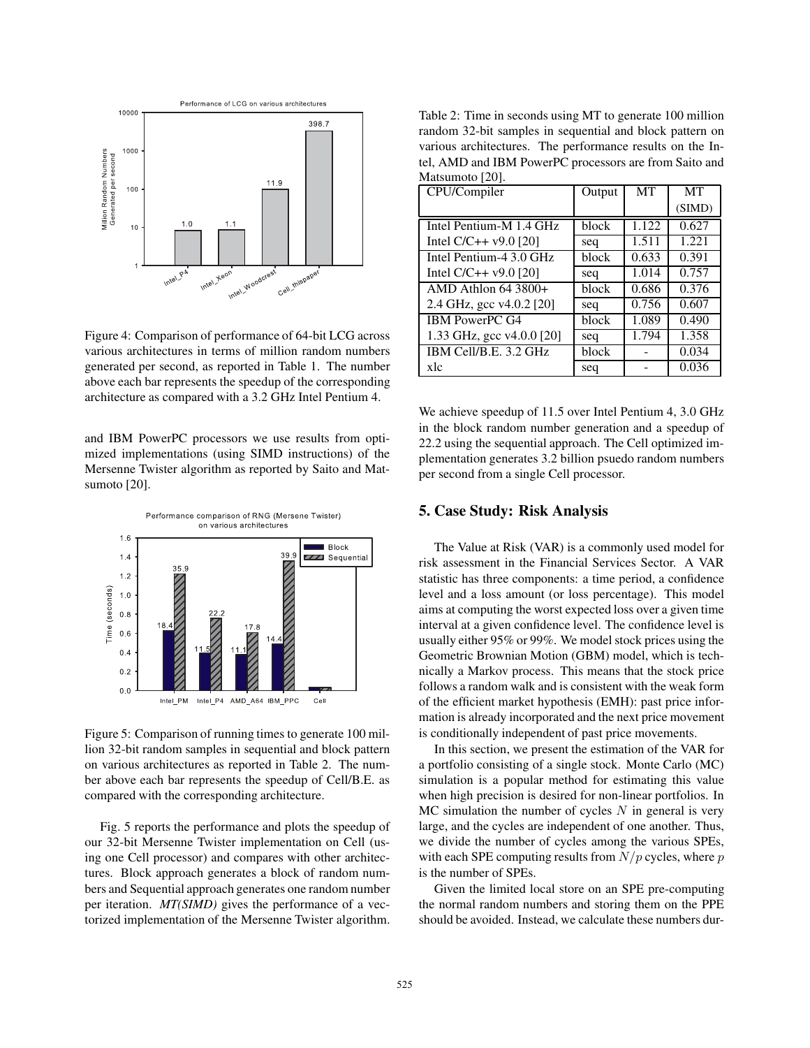Figure 4: Comparison of performance of 64-bit LCG across various architectures in terms of million random numbers generated per second, as reported in Table 1. The number above each bar represents the speedup of the corresponding architecture as compared with a 3.2 GHz Intel Pentium 4.

and IBM PowerPC processors we use results from optimized implementations (using SIMD instructions) of the Mersenne Twister algorithm as reported by Saito and Matsumoto [20].

Figure 5: Comparison of running times to generate 100 million 32-bit random samples in sequential and block pattern on various architectures as reported in Table 2. The number above each bar represents the speedup of Cell/B.E. as compared with the corresponding architecture.

Fig. 5 reports the performance and plots the speedup of our 32-bit Mersenne Twister implementation on Cell (using one Cell processor) and compares with other architectures. Block approach generates a block of random numbers and Sequential approach generates one random number per iteration. *MT(SIMD)* gives the performance of a vectorized implementation of the Mersenne Twister algorithm.

Table 2: Time in seconds using MT to generate 100 million random 32-bit samples in sequential and block pattern on various architectures. The performance results on the Intel, AMD and IBM PowerPC processors are from Saito and Matsumoto [20].

| CPU/Compiler | Output | MT | MT (SIMD) |
|---|---|---|---|
| Intel Pentium-M 1.4 GHz | block | 1.122 | 0.627 |
| Intel C/C++ v9.0 [20] | seq | 1.511 | 1.221 |
| Intel Pentium-4 3.0 GHz | block | 0.633 | 0.391 |
| Intel C/C++ v9.0 [20] | seq | 1.014 | 0.757 |
| AMD Athlon 64 3800+ | block | 0.686 | 0.376 |
| 2.4 GHz, gcc v4.0.2 [20] | seq | 0.756 | 0.607 |
| IBM PowerPC G4 | block | 1.089 | 0.490 |
| 1.33 GHz, gcc v4.0.0 [20] | seq | 1.794 | 1.358 |
| IBM Cell/B.E. 3.2 GHz | block | - | 0.034 |
| xlc | seq | - | 0.036 |

We achieve speedup of 11.5 over Intel Pentium 4, 3.0 GHz in the block random number generation and a speedup of 22.2 using the sequential approach. The Cell optimized implementation generates 3.2 billion psuedo random numbers per second from a single Cell processor.

## 5. Case Study: Risk Analysis

The Value at Risk (VAR) is a commonly used model for risk assessment in the Financial Services Sector. A VAR statistic has three components: a time period, a confidence level and a loss amount (or loss percentage). This model aims at computing the worst expected loss over a given time interval at a given confidence level. The confidence level is usually either 95% or 99%. We model stock prices using the Geometric Brownian Motion (GBM) model, which is technically a Markov process. This means that the stock price follows a random walk and is consistent with the weak form of the efficient market hypothesis (EMH): past price information is already incorporated and the next price movement is conditionally independent of past price movements.

In this section, we present the estimation of the VAR for a portfolio consisting of a single stock. Monte Carlo (MC) simulation is a popular method for estimating this value when high precision is desired for non-linear portfolios. In MC simulation the number of cycles $N$ in general is very large, and the cycles are independent of one another. Thus, we divide the number of cycles among the various SPEs, with each SPE computing results from $N/p$ cycles, where $p$ is the number of SPEs.

Given the limited local store on an SPE pre-computing the normal random numbers and storing them on the PPE should be avoided. Instead, we calculate these numbers dur-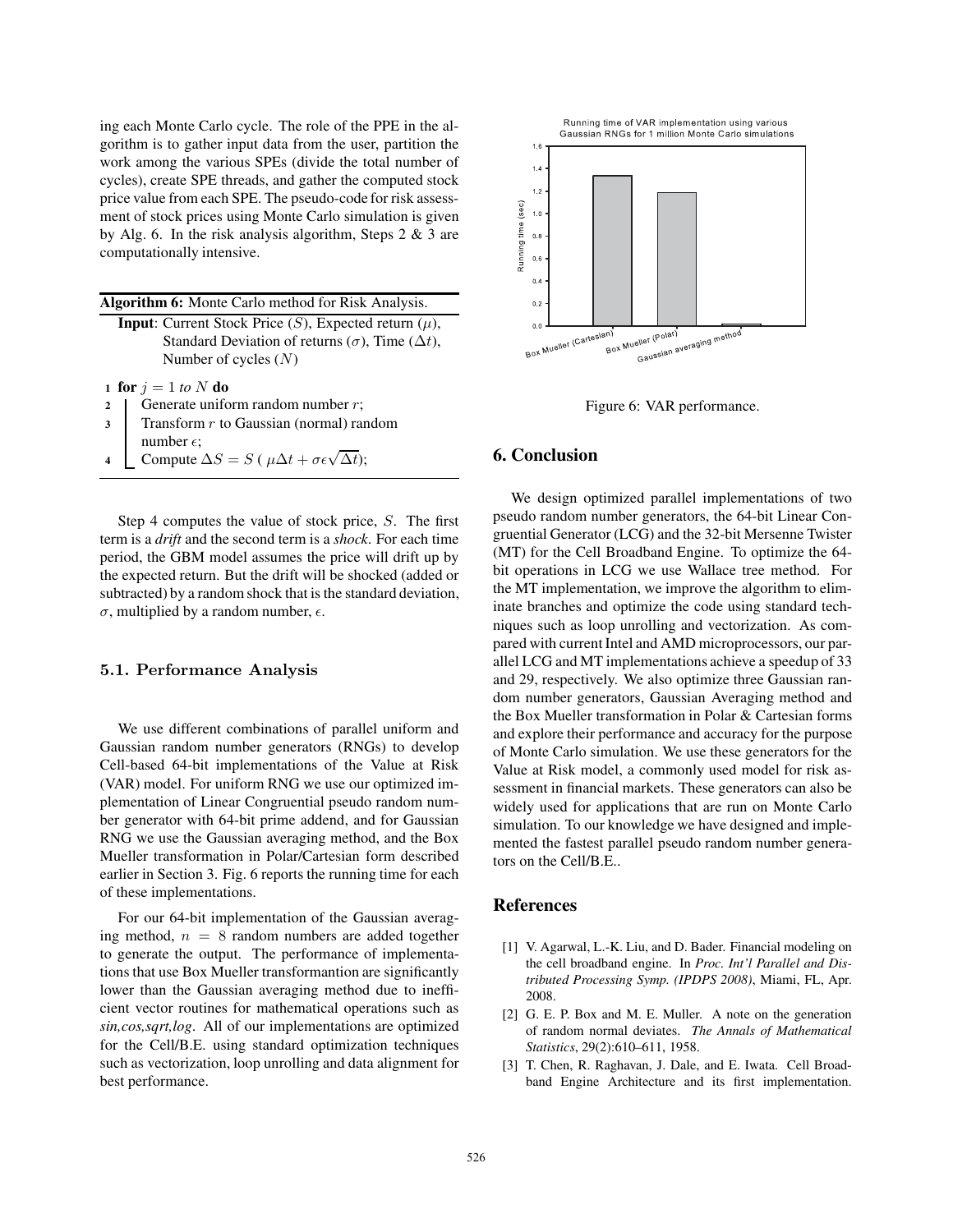ing each Monte Carlo cycle. The role of the PPE in the algorithm is to gather input data from the user, partition the work among the various SPEs (divide the total number of cycles), create SPE threads, and gather the computed stock price value from each SPE. The pseudo-code for risk assessment of stock prices using Monte Carlo simulation is given by Alg. 6. In the risk analysis algorithm, Steps 2 & 3 are computationally intensive.

**Algorithm 6:** Monte Carlo method for Risk Analysis.

**Input**: Current Stock Price ($S$), Expected return ($\mu$), Standard Deviation of returns ($\sigma$), Time ($\Delta t$), Number of cycles ($N$)

```
1 for j = 1 to N do
2     Generate uniform random number r;
3     Transform r to Gaussian (normal) random
      number ε;
4     Compute ΔS = S ( μΔt + σε√Δt);
```

Step 4 computes the value of stock price, $S$. The first term is a *drift* and the second term is a *shock*. For each time period, the GBM model assumes the price will drift up by the expected return. But the drift will be shocked (added or subtracted) by a random shock that is the standard deviation, $\sigma$, multiplied by a random number, $\epsilon$.

### 5.1. Performance Analysis

We use different combinations of parallel uniform and Gaussian random number generators (RNGs) to develop Cell-based 64-bit implementations of the Value at Risk (VAR) model. For uniform RNG we use our optimized implementation of Linear Congruential pseudo random number generator with 64-bit prime addend, and for Gaussian RNG we use the Gaussian averaging method, and the Box Mueller transformation in Polar/Cartesian form described earlier in Section 3. Fig. 6 reports the running time for each of these implementations.

For our 64-bit implementation of the Gaussian averaging method, $n = 8$ random numbers are added together to generate the output. The performance of implementations that use Box Mueller transformantion are significantly lower than the Gaussian averaging method due to inefficient vector routines for mathematical operations such as *sin,cos,sqrt,log*. All of our implementations are optimized for the Cell/B.E. using standard optimization techniques such as vectorization, loop unrolling and data alignment for best performance.

Figure 6: VAR performance.

## 6. Conclusion

We design optimized parallel implementations of two pseudo random number generators, the 64-bit Linear Congruential Generator (LCG) and the 32-bit Mersenne Twister (MT) for the Cell Broadband Engine. To optimize the 64-bit operations in LCG we use Wallace tree method. For the MT implementation, we improve the algorithm to eliminate branches and optimize the code using standard techniques such as loop unrolling and vectorization. As compared with current Intel and AMD microprocessors, our parallel LCG and MT implementations achieve a speedup of 33 and 29, respectively. We also optimize three Gaussian random number generators, Gaussian Averaging method and the Box Mueller transformation in Polar & Cartesian forms and explore their performance and accuracy for the purpose of Monte Carlo simulation. We use these generators for the Value at Risk model, a commonly used model for risk assessment in financial markets. These generators can also be widely used for applications that are run on Monte Carlo simulation. To our knowledge we have designed and implemented the fastest parallel pseudo random number generators on the Cell/B.E..

## References

[1] V. Agarwal, L.-K. Liu, and D. Bader. Financial modeling on the cell broadband engine. In *Proc. Int'l Parallel and Distributed Processing Symp. (IPDPS 2008)*, Miami, FL, Apr. 2008.

[2] G. E. P. Box and M. E. Muller. A note on the generation of random normal deviates. *The Annals of Mathematical Statistics*, 29(2):610–611, 1958.

[3] T. Chen, R. Raghavan, J. Dale, and E. Iwata. Cell Broadband Engine Architecture and its first implementation.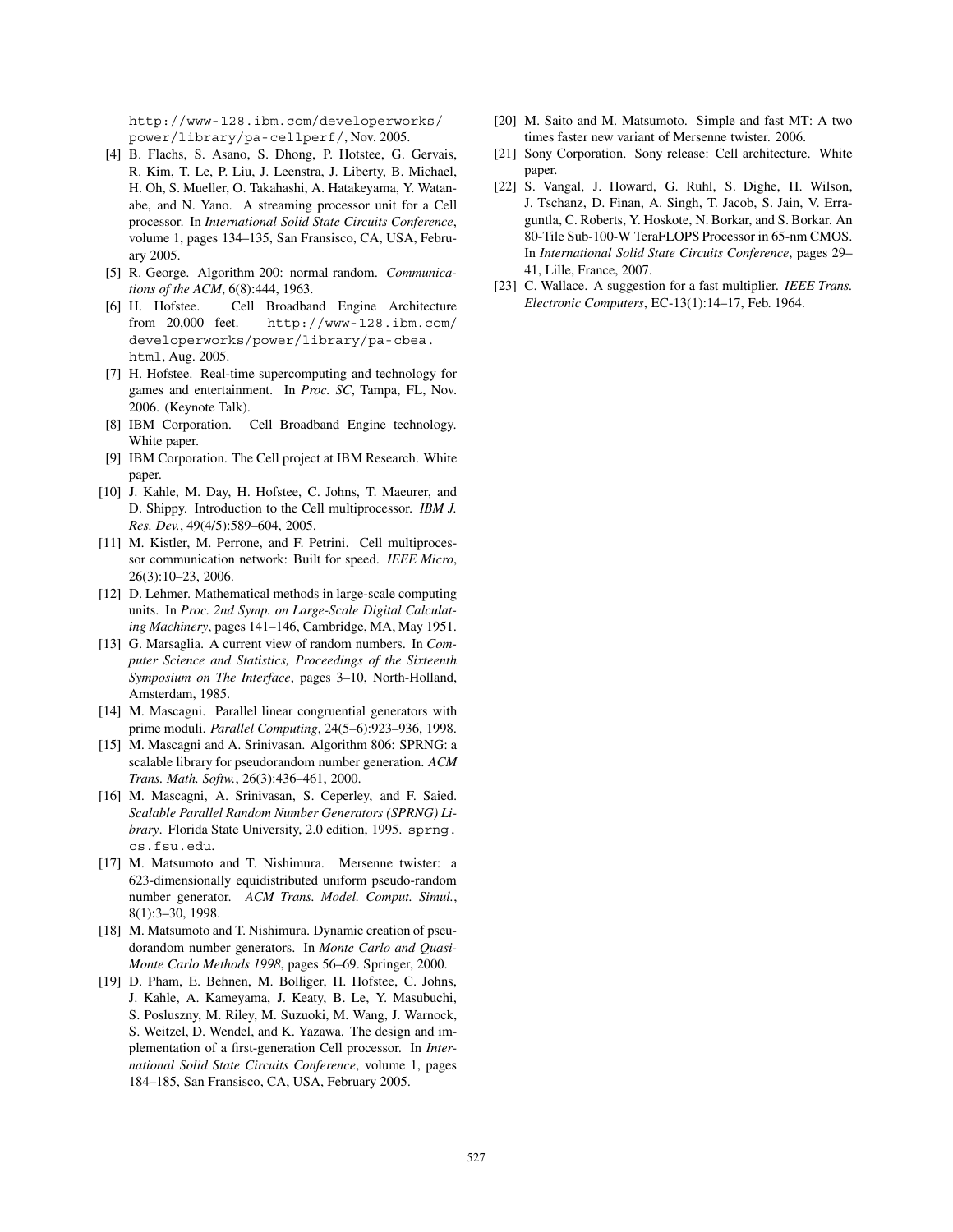http://www-128.ibm.com/developerworks/power/library/pa-cellperf/, Nov. 2005.

[4] B. Flachs, S. Asano, S. Dhong, P. Hotstee, G. Gervais, R. Kim, T. Le, P. Liu, J. Leenstra, J. Liberty, B. Michael, H. Oh, S. Mueller, O. Takahashi, A. Hatakeyama, Y. Watanabe, and N. Yano. A streaming processor unit for a Cell processor. In *International Solid State Circuits Conference*, volume 1, pages 134–135, San Fransisco, CA, USA, February 2005.

[5] R. George. Algorithm 200: normal random. *Communications of the ACM*, 6(8):444, 1963.

[6] H. Hofstee. Cell Broadband Engine Architecture from 20,000 feet. http://www-128.ibm.com/developerworks/power/library/pa-cbea.html, Aug. 2005.

[7] H. Hofstee. Real-time supercomputing and technology for games and entertainment. In *Proc. SC*, Tampa, FL, Nov. 2006. (Keynote Talk).

[8] IBM Corporation. Cell Broadband Engine technology. White paper.

[9] IBM Corporation. The Cell project at IBM Research. White paper.

[10] J. Kahle, M. Day, H. Hofstee, C. Johns, T. Maeurer, and D. Shippy. Introduction to the Cell multiprocessor. *IBM J. Res. Dev.*, 49(4/5):589–604, 2005.

[11] M. Kistler, M. Perrone, and F. Petrini. Cell multiprocessor communication network: Built for speed. *IEEE Micro*, 26(3):10–23, 2006.

[12] D. Lehmer. Mathematical methods in large-scale computing units. In *Proc. 2nd Symp. on Large-Scale Digital Calculating Machinery*, pages 141–146, Cambridge, MA, May 1951.

[13] G. Marsaglia. A current view of random numbers. In *Computer Science and Statistics, Proceedings of the Sixteenth Symposium on The Interface*, pages 3–10, North-Holland, Amsterdam, 1985.

[14] M. Mascagni. Parallel linear congruential generators with prime moduli. *Parallel Computing*, 24(5–6):923–936, 1998.

[15] M. Mascagni and A. Srinivasan. Algorithm 806: SPRNG: a scalable library for pseudorandom number generation. *ACM Trans. Math. Softw.*, 26(3):436–461, 2000.

[16] M. Mascagni, A. Srinivasan, S. Ceperley, and F. Saied. *Scalable Parallel Random Number Generators (SPRNG) Library*. Florida State University, 2.0 edition, 1995. sprng.cs.fsu.edu.

[17] M. Matsumoto and T. Nishimura. Mersenne twister: a 623-dimensionally equidistributed uniform pseudo-random number generator. *ACM Trans. Model. Comput. Simul.*, 8(1):3–30, 1998.

[18] M. Matsumoto and T. Nishimura. Dynamic creation of pseudorandom number generators. In *Monte Carlo and Quasi-Monte Carlo Methods 1998*, pages 56–69. Springer, 2000.

[19] D. Pham, E. Behnen, M. Bolliger, H. Hofstee, C. Johns, J. Kahle, A. Kameyama, J. Keaty, B. Le, Y. Masubuchi, S. Posluszny, M. Riley, M. Suzuoki, M. Wang, J. Warnock, S. Weitzel, D. Wendel, and K. Yazawa. The design and implementation of a first-generation Cell processor. In *International Solid State Circuits Conference*, volume 1, pages 184–185, San Fransisco, CA, USA, February 2005.

[20] M. Saito and M. Matsumoto. Simple and fast MT: A two times faster new variant of Mersenne twister. 2006.

[21] Sony Corporation. Sony release: Cell architecture. White paper.

[22] S. Vangal, J. Howard, G. Ruhl, S. Dighe, H. Wilson, J. Tschanz, D. Finan, A. Singh, T. Jacob, S. Jain, V. Erraguntla, C. Roberts, Y. Hoskote, N. Borkar, and S. Borkar. An 80-Tile Sub-100-W TeraFLOPS Processor in 65-nm CMOS. In *International Solid State Circuits Conference*, pages 29–41, Lille, France, 2007.

[23] C. Wallace. A suggestion for a fast multiplier. *IEEE Trans. Electronic Computers*, EC-13(1):14–17, Feb. 1964.